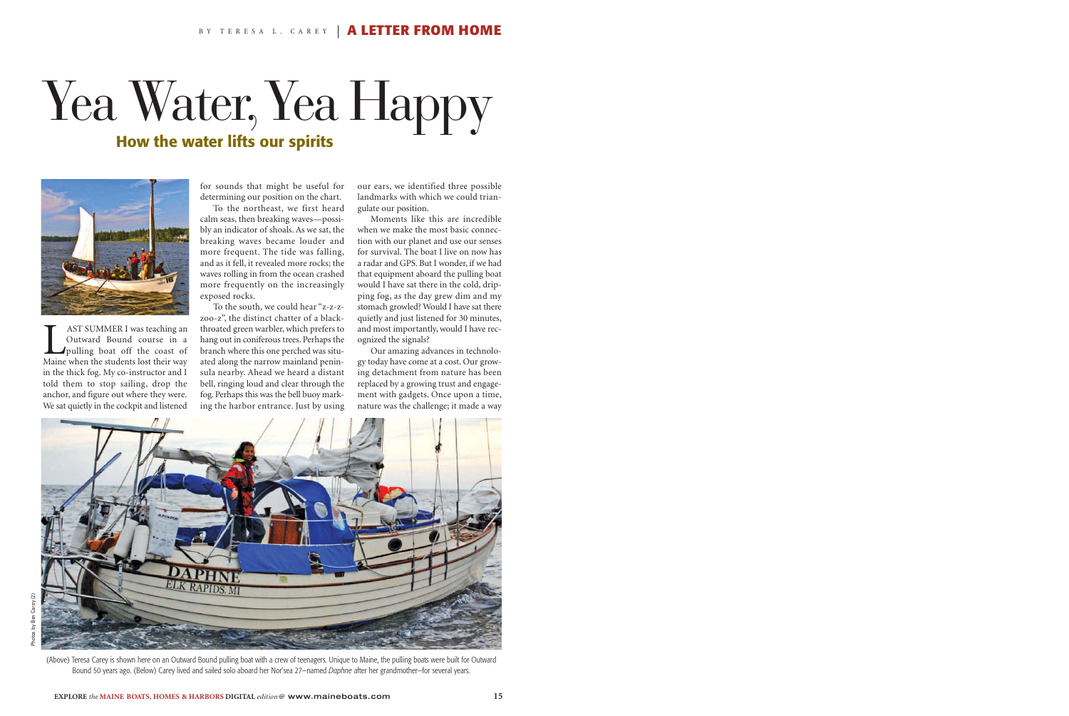BY TERESA L. CAREY | **A LETTER FROM HOME**

# Yea Water, Yea Happy

## How the water lifts our spirits

LAST SUMMER I was teaching an Outward Bound course in a pulling boat off the coast of Maine when the students lost their way in the thick fog. My co-instructor and I told them to stop sailing, drop the anchor, and figure out where they were. We sat quietly in the cockpit and listened for sounds that might be useful for determining our position on the chart.

To the northeast, we first heard calm seas, then breaking waves—possibly an indicator of shoals. As we sat, the breaking waves became louder and more frequent. The tide was falling, and as it fell, it revealed more rocks; the waves rolling in from the ocean crashed more frequently on the increasingly exposed rocks.

To the south, we could hear "z-z-z-zoo-z", the distinct chatter of a black-throated green warbler, which prefers to hang out in coniferous trees. Perhaps the branch where this one perched was situated along the narrow mainland peninsula nearby. Ahead we heard a distant bell, ringing loud and clear through the fog. Perhaps this was the bell buoy marking the harbor entrance. Just by using our ears, we identified three possible landmarks with which we could triangulate our position.

Moments like this are incredible when we make the most basic connection with our planet and use our senses for survival. The boat I live on now has a radar and GPS. But I wonder, if we had that equipment aboard the pulling boat would I have sat there in the cold, dripping fog, as the day grew dim and my stomach growled? Would I have sat there quietly and just listened for 30 minutes, and most importantly, would I have recognized the signals?

Our amazing advances in technology today have come at a cost. Our growing detachment from nature has been replaced by a growing trust and engagement with gadgets. Once upon a time, nature was the challenge; it made a way

(Above) Teresa Carey is shown here on an Outward Bound pulling boat with a crew of teenagers. Unique to Maine, the pulling boats were built for Outward Bound 50 years ago. (Below) Carey lived and sailed solo aboard her Nor'sea 27—named *Daphne* after her grandmother—for several years.

Photos by Ben Carey (2)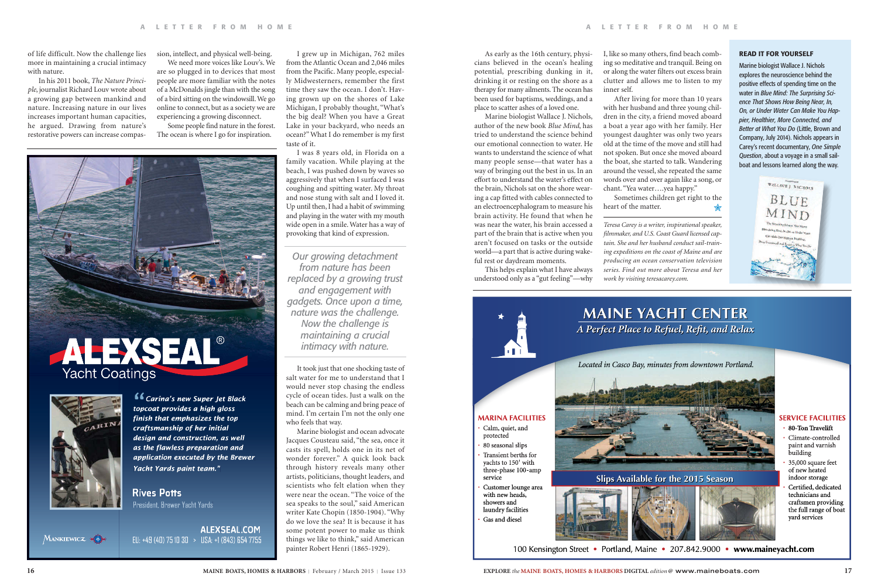of life difficult. Now the challenge lies more in maintaining a crucial intimacy with nature.

In his 2011 book, *The Nature Principle*, journalist Richard Louv wrote about a growing gap between mankind and nature. Increasing nature in our lives increases important human capacities, he argued. Drawing from nature's restorative powers can increase compassion, intellect, and physical well-being.

We need more voices like Louv's. We are so plugged in to devices that most people are more familiar with the notes of a McDonalds jingle than with the song of a bird sitting on the windowsill. We go online to connect, but as a society we are experiencing a growing disconnect.

Some people find nature in the forest. The ocean is where I go for inspiration.

I grew up in Michigan, 762 miles from the Atlantic Ocean and 2,046 miles from the Pacific. Many people, especially Midwesterners, remember the first time they saw the ocean. I don't. Having grown up on the shores of Lake Michigan, I probably thought, "What's the big deal? When you have a Great Lake in your backyard, who needs an ocean?" What I do remember is my first taste of it.

I was 8 years old, in Florida on a family vacation. While playing at the beach, I was pushed down by waves so aggressively that when I surfaced I was coughing and spitting water. My throat and nose stung with salt and I loved it. Up until then, I had a habit of swimming and playing in the water with my mouth wide open in a smile. Water has a way of provoking that kind of expression.

> *Our growing detachment from nature has been replaced by a growing trust and engagement with gadgets. Once upon a time, nature was the challenge. Now the challenge is maintaining a crucial intimacy with nature.*

It took just that one shocking taste of salt water for me to understand that I would never stop chasing the endless cycle of ocean tides. Just a walk on the beach can be calming and bring peace of mind. I'm certain I'm not the only one who feels that way.

Marine biologist and ocean advocate Jacques Cousteau said, "the sea, once it casts its spell, holds one in its net of wonder forever." A quick look back through history reveals many other artists, politicians, thought leaders, and scientists who felt elation when they were near the ocean. "The voice of the sea speaks to the soul," said American writer Kate Chopin (1850-1904). "Why do we love the sea? It is because it has some potent power to make us think things we like to think," said American painter Robert Henri (1865-1929).

As early as the 16th century, physicians believed in the ocean's healing potential, prescribing dunking in it, drinking it or resting on the shore as a therapy for many ailments. The ocean has been used for baptisms, weddings, and a place to scatter ashes of a loved one.

Marine biologist Wallace J. Nichols, author of the new book *Blue Mind*, has tried to understand the science behind our emotional connection to water. He wants to understand the science of what many people sense—that water has a way of bringing out the best in us. In an effort to understand the water's effect on the brain, Nichols sat on the shore wearing a cap fitted with cables connected to an electroencephalogram to measure his brain activity. He found that when he was near the water, his brain accessed a part of the brain that is active when you aren't focused on tasks or the outside world—a part that is active during wakeful rest or daydream moments.

This helps explain what I have always understood only as a "gut feeling"—why I, like so many others, find beach combing so meditative and tranquil. Being on or along the water filters out excess brain clutter and allows me to listen to my inner self.

After living for more than 10 years with her husband and three young children in the city, a friend moved aboard a boat a year ago with her family. Her youngest daughter was only two years old at the time of the move and still had not spoken. But once she moved aboard the boat, she started to talk. Wandering around the vessel, she repeated the same words over and over again like a song, or chant. "Yea water….yea happy."

Sometimes children get right to the heart of the matter.

*Teresa Carey is a writer, inspirational speaker, filmmaker, and U.S. Coast Guard licensed captain. She and her husband conduct sail-training expeditions on the coast of Maine and are producing an ocean conservation television series. Find out more about Teresa and her work by visiting teresacarey.com.*

### READ IT FOR YOURSELF

Marine biologist Wallace J. Nichols explores the neuroscience behind the positive effects of spending time on the water in *Blue Mind: The Surprising Science That Shows How Being Near, In, On, or Under Water Can Make You Happier, Healthier, More Connected, and Better at What You Do* (Little, Brown and Company, July 2014). Nichols appears in Carey's recent documentary, *One Simple Question*, about a voyage in a small sailboat and lessons learned along the way.